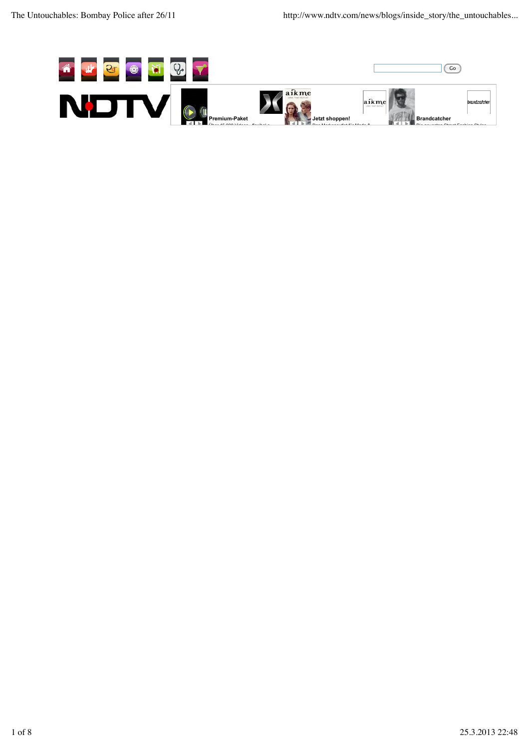Go

NDTV

Premium-Paket

Jetzt shoppen!

Brandcatcher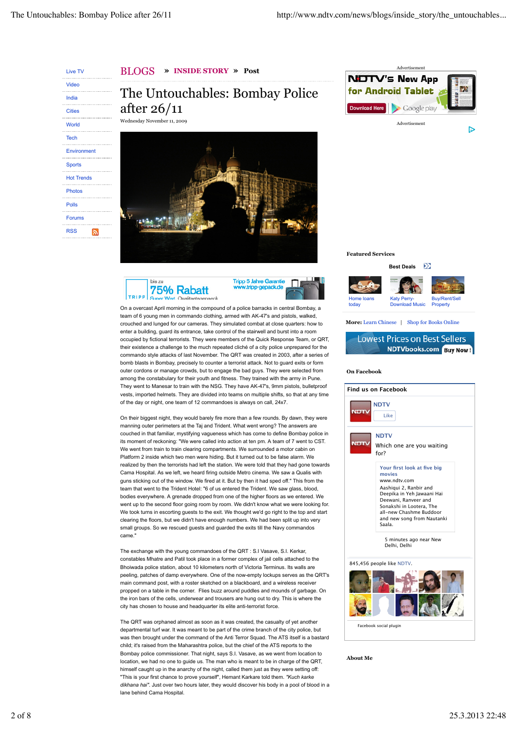BLOGS » INSIDE STORY » Post

# The Untouchables: Bombay Police after 26/11

Wednesday November 11, 2009

On a overcast April morning in the compound of a police barracks in central Bombay, a team of 6 young men in commando clothing, armed with AK-47's and pistols, walked, crouched and lunged for our cameras. They simulated combat at close quarters: how to enter a building, guard its entrance, take control of the stairwell and burst into a room occupied by fictional terrorists. They were members of the Quick Response Team, or QRT, their existence a challenge to the much repeated cliché of a city police unprepared for the commando style attacks of last November. The QRT was created in 2003, after a series of bomb blasts in Bombay, precisely to counter a terrorist attack. Not to guard exits or form outer cordons or manage crowds, but to engage the bad guys. They were selected from among the constabulary for their youth and fitness. They trained with the army in Pune. They went to Manesar to train with the NSG. They have AK-47's, 9mm pistols, bulletproof vests, imported helmets. They are divided into teams on multiple shifts, so that at any time of the day or night, one team of 12 commandoes is always on call, 24x7.

On their biggest night, they would barely fire more than a few rounds. By dawn, they were manning outer perimeters at the Taj and Trident. What went wrong? The answers are couched in that familiar, mystifying vagueness which has come to define Bombay police in its moment of reckoning: "We were called into action at ten pm. A team of 7 went to CST. We went from train to train clearing compartments. We surrounded a motor cabin on Platform 2 inside which two men were hiding. But it turned out to be false alarm. We realized by then the terrorists had left the station. We were told that they had gone towards Cama Hospital. As we left, we heard firing outside Metro cinema. We saw a Qualis with guns sticking out of the window. We fired at it. But by then it had sped off." This from the team that went to the Trident Hotel: "6 of us entered the Trident. We saw glass, blood, bodies everywhere. A grenade dropped from one of the higher floors as we entered. We went up to the second floor going room by room. We didn't know what we were looking for. We took turns in escorting guests to the exit. We thought we'd go right to the top and start clearing the floors, but we didn't have enough numbers. We had been split up into very small groups. So we rescued guests and guarded the exits till the Navy commandos came."

The exchange with the young commandoes of the QRT : S.I Vasave, S.I. Kerkar, constables Mhatre and Patil took place in a former complex of jail cells attached to the Bhoiwada police station, about 10 kilometers north of Victoria Terminus. Its walls are peeling, patches of damp everywhere. One of the now-empty lockups serves as the QRT's main command post, with a roster sketched on a blackboard, and a wireless receiver propped on a table in the corner. Flies buzz around puddles and mounds of garbage. On the iron bars of the cells, underwear and trousers are hung out to dry. This is where the city has chosen to house and headquarter its elite anti-terrorist force.

The QRT was orphaned almost as soon as it was created, the casualty of yet another departmental turf war. It was meant to be part of the crime branch of the city police, but was then brought under the command of the Anti Terror Squad. The ATS itself is a bastard child; it's raised from the Maharashtra police, but the chief of the ATS reports to the Bombay police commissioner. That night, says S.I. Vasave, as we went from location to location, we had no one to guide us. The man who is meant to be in charge of the QRT, himself caught up in the anarchy of the night, called them just as they were setting off: "This is your first chance to prove yourself", Hemant Karkare told them. *"Kuch karke dikhana hai"*. Just over two hours later, they would discover his body in a pool of blood in a lane behind Cama Hospital.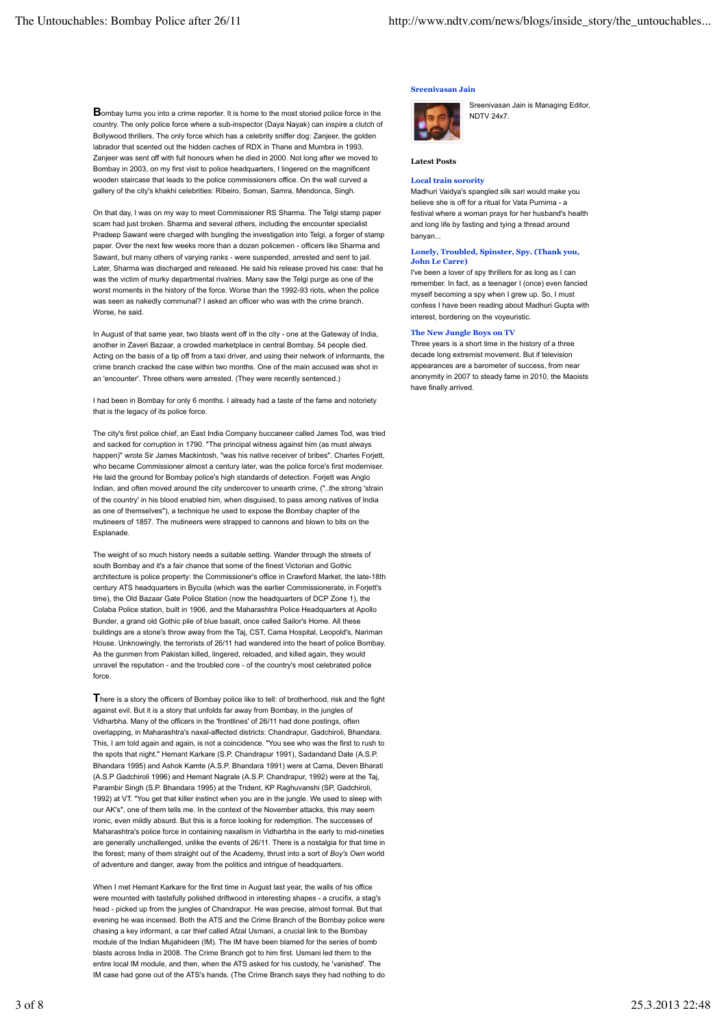**B**ombay turns you into a crime reporter. It is home to the most storied police force in the country. The only police force where a sub-inspector (Daya Nayak) can inspire a clutch of Bollywood thrillers. The only force which has a celebrity sniffer dog: Zanjeer, the golden labrador that scented out the hidden caches of RDX in Thane and Mumbra in 1993. Zanjeer was sent off with full honours when he died in 2000. Not long after we moved to Bombay in 2003, on my first visit to police headquarters, I lingered on the magnificent wooden staircase that leads to the police commissioners office. On the wall curved a gallery of the city's khakhi celebrities: Ribeiro, Soman, Samra, Mendonca, Singh.

On that day, I was on my way to meet Commissioner RS Sharma. The Telgi stamp paper scam had just broken. Sharma and several others, including the encounter specialist Pradeep Sawant were charged with bungling the investigation into Telgi, a forger of stamp paper. Over the next few weeks more than a dozen policemen - officers like Sharma and Sawant, but many others of varying ranks - were suspended, arrested and sent to jail. Later, Sharma was discharged and released. He said his release proved his case: that he was the victim of murky departmental rivalries. Many saw the Telgi purge as one of the worst moments in the history of the force. Worse than the 1992-93 riots, when the police was seen as nakedly communal? I asked an officer who was with the crime branch. Worse, he said.

In August of that same year, two blasts went off in the city - one at the Gateway of India, another in Zaveri Bazaar, a crowded marketplace in central Bombay. 54 people died. Acting on the basis of a tip off from a taxi driver, and using their network of informants, the crime branch cracked the case within two months. One of the main accused was shot in an 'encounter'. Three others were arrested. (They were recently sentenced.)

I had been in Bombay for only 6 months. I already had a taste of the fame and notoriety that is the legacy of its police force.

The city's first police chief, an East India Company buccaneer called James Tod, was tried and sacked for corruption in 1790. "The principal witness against him (as must always happen)" wrote Sir James Mackintosh, "was his native receiver of bribes". Charles Forjett, who became Commissioner almost a century later, was the police force's first moderniser. He laid the ground for Bombay police's high standards of detection. Forjett was Anglo Indian, and often moved around the city undercover to unearth crime, ("..the strong 'strain of the country' in his blood enabled him, when disguised, to pass among natives of India as one of themselves"), a technique he used to expose the Bombay chapter of the mutineers of 1857. The mutineers were strapped to cannons and blown to bits on the Esplanade.

The weight of so much history needs a suitable setting. Wander through the streets of south Bombay and it's a fair chance that some of the finest Victorian and Gothic architecture is police property: the Commissioner's office in Crawford Market, the late-18th century ATS headquarters in Byculla (which was the earlier Commissionerate, in Forjett's time), the Old Bazaar Gate Police Station (now the headquarters of DCP Zone 1), the Colaba Police station, built in 1906, and the Maharashtra Police Headquarters at Apollo Bunder, a grand old Gothic pile of blue basalt, once called Sailor's Home. All these buildings are a stone's throw away from the Taj, CST, Cama Hospital, Leopold's, Nariman House. Unknowingly, the terrorists of 26/11 had wandered into the heart of police Bombay. As the gunmen from Pakistan killed, lingered, reloaded, and killed again, they would unravel the reputation - and the troubled core - of the country's most celebrated police force.

**T**here is a story the officers of Bombay police like to tell: of brotherhood, risk and the fight against evil. But it is a story that unfolds far away from Bombay, in the jungles of Vidharbha. Many of the officers in the 'frontlines' of 26/11 had done postings, often overlapping, in Maharashtra's naxal-affected districts: Chandrapur, Gadchiroli, Bhandara. This, I am told again and again, is not a coincidence. "You see who was the first to rush to the spots that night." Hemant Karkare (S.P. Chandrapur 1991), Sadandand Date (A.S.P. Bhandara 1995) and Ashok Kamte (A.S.P. Bhandara 1991) were at Cama, Deven Bharati (A.S.P Gadchiroli 1996) and Hemant Nagrale (A.S.P. Chandrapur, 1992) were at the Taj, Parambir Singh (S.P. Bhandara 1995) at the Trident, KP Raghuvanshi (SP, Gadchiroli, 1992) at VT. "You get that killer instinct when you are in the jungle. We used to sleep with our AK's", one of them tells me. In the context of the November attacks, this may seem ironic, even mildly absurd. But this is a force looking for redemption. The successes of Maharashtra's police force in containing naxalism in Vidharbha in the early to mid-nineties are generally unchallenged, unlike the events of 26/11. There is a nostalgia for that time in the forest; many of them straight out of the Academy, thrust into a sort of *Boy's Own* world of adventure and danger, away from the politics and intrigue of headquarters.

When I met Hemant Karkare for the first time in August last year, the walls of his office were mounted with tastefully polished driftwood in interesting shapes - a crucifix, a stag's head - picked up from the jungles of Chandrapur. He was precise, almost formal. But that evening he was incensed. Both the ATS and the Crime Branch of the Bombay police were chasing a key informant, a car thief called Afzal Usmani, a crucial link to the Bombay module of the Indian Mujahideen (IM). The IM have been blamed for the series of bomb blasts across India in 2008. The Crime Branch got to him first. Usmani led them to the entire local IM module, and then, when the ATS asked for his custody, he 'vanished'. The IM case had gone out of the ATS's hands. (The Crime Branch says they had nothing to do

**Sreenivasan Jain**

Sreenivasan Jain is Managing Editor, NDTV 24x7.

**Latest Posts**

**Local train sorority**

Madhuri Vaidya's spangled silk sari would make you believe she is off for a ritual for Vata Purnima - a festival where a woman prays for her husband's health and long life by fasting and tying a thread around banyan...

**Lonely, Troubled, Spinster, Spy. (Thank you, John Le Carre)**

I've been a lover of spy thrillers for as long as I can remember. In fact, as a teenager I (once) even fancied myself becoming a spy when I grew up. So, I must confess I have been reading about Madhuri Gupta with interest, bordering on the voyeuristic.

**The New Jungle Boys on TV**

Three years is a short time in the history of a three decade long extremist movement. But if television appearances are a barometer of success, from near anonymity in 2007 to steady fame in 2010, the Maoists have finally arrived.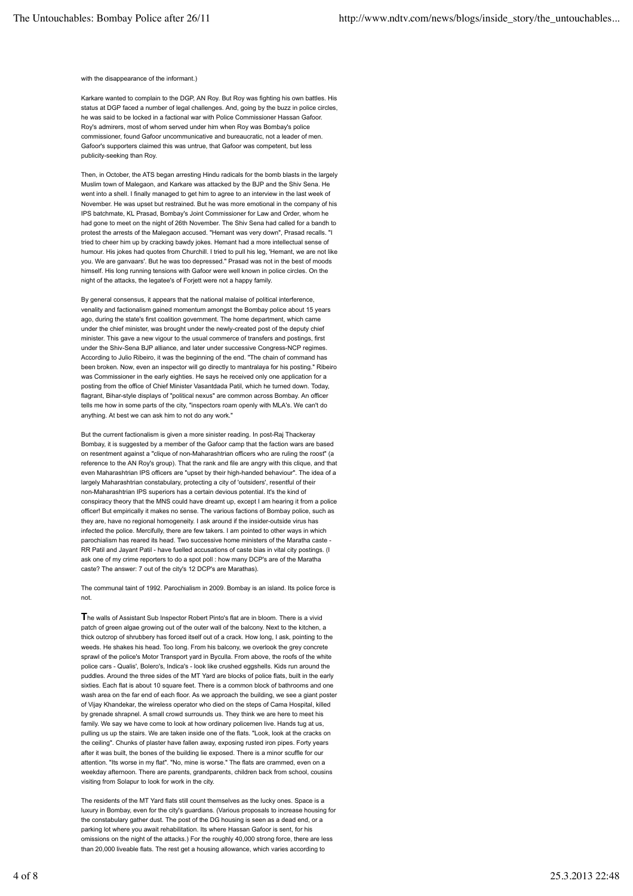with the disappearance of the informant.)

Karkare wanted to complain to the DGP, AN Roy. But Roy was fighting his own battles. His status at DGP faced a number of legal challenges. And, going by the buzz in police circles, he was said to be locked in a factional war with Police Commissioner Hassan Gafoor. Roy's admirers, most of whom served under him when Roy was Bombay's police commissioner, found Gafoor uncommunicative and bureaucratic, not a leader of men. Gafoor's supporters claimed this was untrue, that Gafoor was competent, but less publicity-seeking than Roy.

Then, in October, the ATS began arresting Hindu radicals for the bomb blasts in the largely Muslim town of Malegaon, and Karkare was attacked by the BJP and the Shiv Sena. He went into a shell. I finally managed to get him to agree to an interview in the last week of November. He was upset but restrained. But he was more emotional in the company of his IPS batchmate, KL Prasad, Bombay's Joint Commissioner for Law and Order, whom he had gone to meet on the night of 26th November. The Shiv Sena had called for a bandh to protest the arrests of the Malegaon accused. "Hemant was very down", Prasad recalls. "I tried to cheer him up by cracking bawdy jokes. Hemant had a more intellectual sense of humour. His jokes had quotes from Churchill. I tried to pull his leg, 'Hemant, we are not like you. We are ganvaars'. But he was too depressed." Prasad was not in the best of moods himself. His long running tensions with Gafoor were well known in police circles. On the night of the attacks, the legatee's of Forjett were not a happy family.

By general consensus, it appears that the national malaise of political interference, venality and factionalism gained momentum amongst the Bombay police about 15 years ago, during the state's first coalition government. The home department, which came under the chief minister, was brought under the newly-created post of the deputy chief minister. This gave a new vigour to the usual commerce of transfers and postings, first under the Shiv-Sena BJP alliance, and later under successive Congress-NCP regimes. According to Julio Ribeiro, it was the beginning of the end. "The chain of command has been broken. Now, even an inspector will go directly to mantralaya for his posting." Ribeiro was Commissioner in the early eighties. He says he received only one application for a posting from the office of Chief Minister Vasantdada Patil, which he turned down. Today, flagrant, Bihar-style displays of "political nexus" are common across Bombay. An officer tells me how in some parts of the city, "inspectors roam openly with MLA's. We can't do anything. At best we can ask him to not do any work."

But the current factionalism is given a more sinister reading. In post-Raj Thackeray Bombay, it is suggested by a member of the Gafoor camp that the faction wars are based on resentment against a "clique of non-Maharashtrian officers who are ruling the roost" (a reference to the AN Roy's group). That the rank and file are angry with this clique, and that even Maharashtrian IPS officers are "upset by their high-handed behaviour". The idea of a largely Maharashtrian constabulary, protecting a city of 'outsiders', resentful of their non-Maharashtrian IPS superiors has a certain devious potential. It's the kind of conspiracy theory that the MNS could have dreamt up, except I am hearing it from a police officer! But empirically it makes no sense. The various factions of Bombay police, such as they are, have no regional homogeneity. I ask around if the insider-outside virus has infected the police. Mercifully, there are few takers. I am pointed to other ways in which parochialism has reared its head. Two successive home ministers of the Maratha caste - RR Patil and Jayant Patil - have fuelled accusations of caste bias in vital city postings. (I ask one of my crime reporters to do a spot poll : how many DCP's are of the Maratha caste? The answer: 7 out of the city's 12 DCP's are Marathas).

The communal taint of 1992. Parochialism in 2009. Bombay is an island. Its police force is not.

**T**he walls of Assistant Sub Inspector Robert Pinto's flat are in bloom. There is a vivid patch of green algae growing out of the outer wall of the balcony. Next to the kitchen, a thick outcrop of shrubbery has forced itself out of a crack. How long, I ask, pointing to the weeds. He shakes his head. Too long. From his balcony, we overlook the grey concrete sprawl of the police's Motor Transport yard in Byculla. From above, the roofs of the white police cars - Qualis', Bolero's, Indica's - look like crushed eggshells. Kids run around the puddles. Around the three sides of the MT Yard are blocks of police flats, built in the early sixties. Each flat is about 10 square feet. There is a common block of bathrooms and one wash area on the far end of each floor. As we approach the building, we see a giant poster of Vijay Khandekar, the wireless operator who died on the steps of Cama Hospital, killed by grenade shrapnel. A small crowd surrounds us. They think we are here to meet his family. We say we have come to look at how ordinary policemen live. Hands tug at us, pulling us up the stairs. We are taken inside one of the flats. "Look, look at the cracks on the ceiling". Chunks of plaster have fallen away, exposing rusted iron pipes. Forty years after it was built, the bones of the building lie exposed. There is a minor scuffle for our attention. "Its worse in my flat". "No, mine is worse." The flats are crammed, even on a weekday afternoon. There are parents, grandparents, children back from school, cousins visiting from Solapur to look for work in the city.

The residents of the MT Yard flats still count themselves as the lucky ones. Space is a luxury in Bombay, even for the city's guardians. (Various proposals to increase housing for the constabulary gather dust. The post of the DG housing is seen as a dead end, or a parking lot where you await rehabilitation. Its where Hassan Gafoor is sent, for his omissions on the night of the attacks.) For the roughly 40,000 strong force, there are less than 20,000 liveable flats. The rest get a housing allowance, which varies according to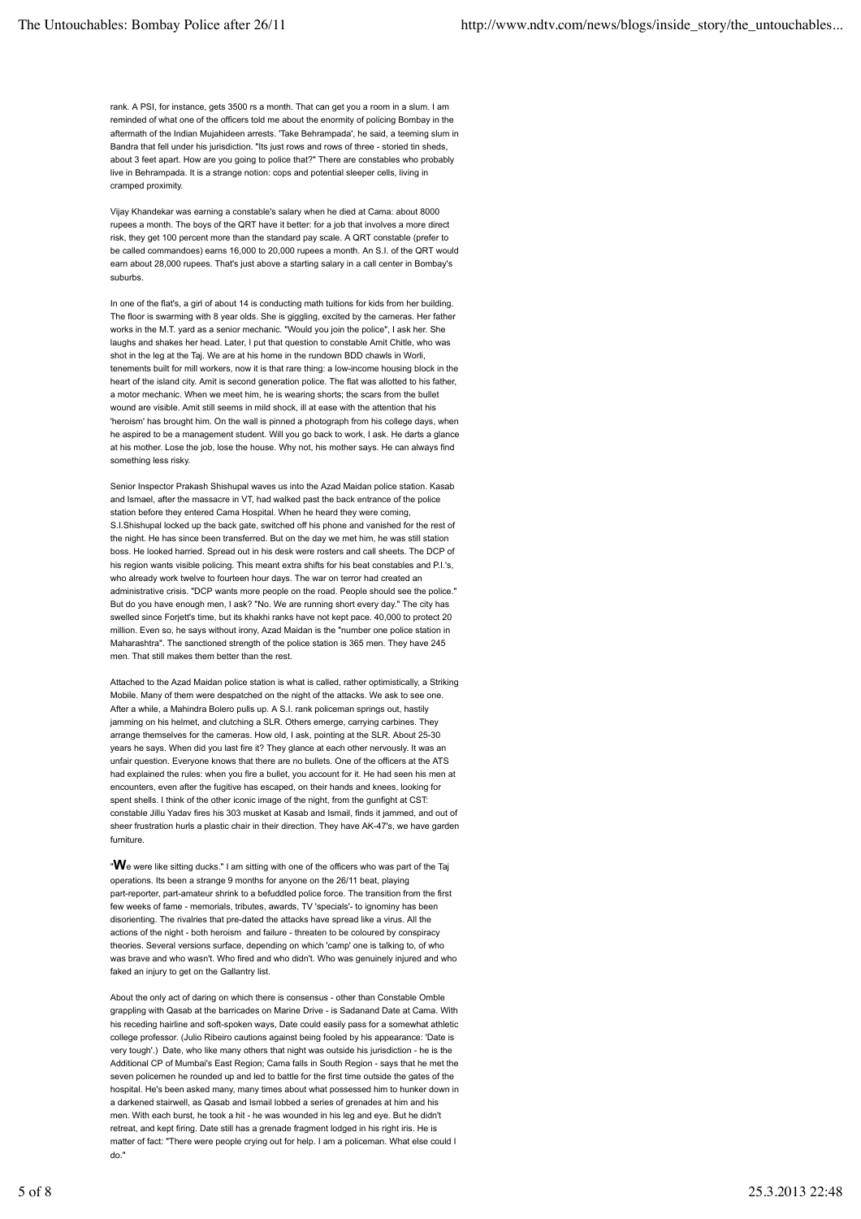rank. A PSI, for instance, gets 3500 rs a month. That can get you a room in a slum. I am reminded of what one of the officers told me about the enormity of policing Bombay in the aftermath of the Indian Mujahideen arrests. 'Take Behrampada', he said, a teeming slum in Bandra that fell under his jurisdiction. "Its just rows and rows of three - storied tin sheds, about 3 feet apart. How are you going to police that?" There are constables who probably live in Behrampada. It is a strange notion: cops and potential sleeper cells, living in cramped proximity.

Vijay Khandekar was earning a constable's salary when he died at Cama: about 8000 rupees a month. The boys of the QRT have it better: for a job that involves a more direct risk, they get 100 percent more than the standard pay scale. A QRT constable (prefer to be called commandoes) earns 16,000 to 20,000 rupees a month. An S.I. of the QRT would earn about 28,000 rupees. That's just above a starting salary in a call center in Bombay's suburbs.

In one of the flat's, a girl of about 14 is conducting math tuitions for kids from her building. The floor is swarming with 8 year olds. She is giggling, excited by the cameras. Her father works in the M.T. yard as a senior mechanic. "Would you join the police", I ask her. She laughs and shakes her head. Later, I put that question to constable Amit Chitle, who was shot in the leg at the Taj. We are at his home in the rundown BDD chawls in Worli, tenements built for mill workers, now it is that rare thing: a low-income housing block in the heart of the island city. Amit is second generation police. The flat was allotted to his father, a motor mechanic. When we meet him, he is wearing shorts; the scars from the bullet wound are visible. Amit still seems in mild shock, ill at ease with the attention that his 'heroism' has brought him. On the wall is pinned a photograph from his college days, when he aspired to be a management student. Will you go back to work, I ask. He darts a glance at his mother. Lose the job, lose the house. Why not, his mother says. He can always find something less risky.

Senior Inspector Prakash Shishupal waves us into the Azad Maidan police station. Kasab and Ismael, after the massacre in VT, had walked past the back entrance of the police station before they entered Cama Hospital. When he heard they were coming, S.I.Shishupal locked up the back gate, switched off his phone and vanished for the rest of the night. He has since been transferred. But on the day we met him, he was still station boss. He looked harried. Spread out in his desk were rosters and call sheets. The DCP of his region wants visible policing. This meant extra shifts for his beat constables and P.I.'s, who already work twelve to fourteen hour days. The war on terror had created an administrative crisis. "DCP wants more people on the road. People should see the police." But do you have enough men, I ask? "No. We are running short every day." The city has swelled since Forjett's time, but its khakhi ranks have not kept pace. 40,000 to protect 20 million. Even so, he says without irony, Azad Maidan is the "number one police station in Maharashtra". The sanctioned strength of the police station is 365 men. They have 245 men. That still makes them better than the rest.

Attached to the Azad Maidan police station is what is called, rather optimistically, a Striking Mobile. Many of them were despatched on the night of the attacks. We ask to see one. After a while, a Mahindra Bolero pulls up. A S.I. rank policeman springs out, hastily jamming on his helmet, and clutching a SLR. Others emerge, carrying carbines. They arrange themselves for the cameras. How old, I ask, pointing at the SLR. About 25-30 years he says. When did you last fire it? They glance at each other nervously. It was an unfair question. Everyone knows that there are no bullets. One of the officers at the ATS had explained the rules: when you fire a bullet, you account for it. He had seen his men at encounters, even after the fugitive has escaped, on their hands and knees, looking for spent shells. I think of the other iconic image of the night, from the gunfight at CST: constable Jillu Yadav fires his 303 musket at Kasab and Ismail, finds it jammed, and out of sheer frustration hurls a plastic chair in their direction. They have AK-47's, we have garden furniture.

"**W**e were like sitting ducks." I am sitting with one of the officers who was part of the Taj operations. Its been a strange 9 months for anyone on the 26/11 beat, playing part-reporter, part-amateur shrink to a befuddled police force. The transition from the first few weeks of fame - memorials, tributes, awards, TV 'specials'- to ignominy has been disorienting. The rivalries that pre-dated the attacks have spread like a virus. All the actions of the night - both heroism and failure - threaten to be coloured by conspiracy theories. Several versions surface, depending on which 'camp' one is talking to, of who was brave and who wasn't. Who fired and who didn't. Who was genuinely injured and who faked an injury to get on the Gallantry list.

About the only act of daring on which there is consensus - other than Constable Omble grappling with Qasab at the barricades on Marine Drive - is Sadanand Date at Cama. With his receding hairline and soft-spoken ways, Date could easily pass for a somewhat athletic college professor. (Julio Ribeiro cautions against being fooled by his appearance: 'Date is very tough'.) Date, who like many others that night was outside his jurisdiction - he is the Additional CP of Mumbai's East Region; Cama falls in South Region - says that he met the seven policemen he rounded up and led to battle for the first time outside the gates of the hospital. He's been asked many, many times about what possessed him to hunker down in a darkened stairwell, as Qasab and Ismail lobbed a series of grenades at him and his men. With each burst, he took a hit - he was wounded in his leg and eye. But he didn't retreat, and kept firing. Date still has a grenade fragment lodged in his right iris. He is matter of fact: "There were people crying out for help. I am a policeman. What else could I do."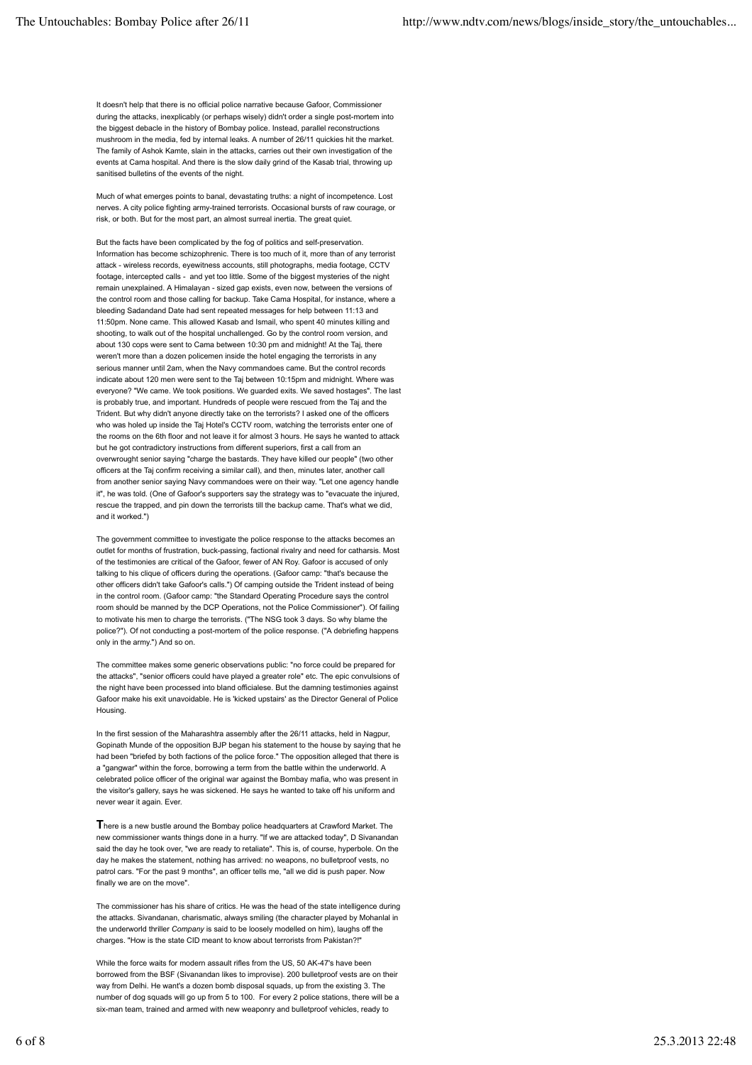It doesn't help that there is no official police narrative because Gafoor, Commissioner during the attacks, inexplicably (or perhaps wisely) didn't order a single post-mortem into the biggest debacle in the history of Bombay police. Instead, parallel reconstructions mushroom in the media, fed by internal leaks. A number of 26/11 quickies hit the market. The family of Ashok Kamte, slain in the attacks, carries out their own investigation of the events at Cama hospital. And there is the slow daily grind of the Kasab trial, throwing up sanitised bulletins of the events of the night.

Much of what emerges points to banal, devastating truths: a night of incompetence. Lost nerves. A city police fighting army-trained terrorists. Occasional bursts of raw courage, or risk, or both. But for the most part, an almost surreal inertia. The great quiet.

But the facts have been complicated by the fog of politics and self-preservation. Information has become schizophrenic. There is too much of it, more than of any terrorist attack - wireless records, eyewitness accounts, still photographs, media footage, CCTV footage, intercepted calls - and yet too little. Some of the biggest mysteries of the night remain unexplained. A Himalayan - sized gap exists, even now, between the versions of the control room and those calling for backup. Take Cama Hospital, for instance, where a bleeding Sadandand Date had sent repeated messages for help between 11:13 and 11:50pm. None came. This allowed Kasab and Ismail, who spent 40 minutes killing and shooting, to walk out of the hospital unchallenged. Go by the control room version, and about 130 cops were sent to Cama between 10:30 pm and midnight! At the Taj, there weren't more than a dozen policemen inside the hotel engaging the terrorists in any serious manner until 2am, when the Navy commandoes came. But the control records indicate about 120 men were sent to the Taj between 10:15pm and midnight. Where was everyone? "We came. We took positions. We guarded exits. We saved hostages". The last is probably true, and important. Hundreds of people were rescued from the Taj and the Trident. But why didn't anyone directly take on the terrorists? I asked one of the officers who was holed up inside the Taj Hotel's CCTV room, watching the terrorists enter one of the rooms on the 6th floor and not leave it for almost 3 hours. He says he wanted to attack but he got contradictory instructions from different superiors, first a call from an overwrought senior saying "charge the bastards. They have killed our people" (two other officers at the Taj confirm receiving a similar call), and then, minutes later, another call from another senior saying Navy commandoes were on their way. "Let one agency handle it", he was told. (One of Gafoor's supporters say the strategy was to "evacuate the injured, rescue the trapped, and pin down the terrorists till the backup came. That's what we did, and it worked.")

The government committee to investigate the police response to the attacks becomes an outlet for months of frustration, buck-passing, factional rivalry and need for catharsis. Most of the testimonies are critical of the Gafoor, fewer of AN Roy. Gafoor is accused of only talking to his clique of officers during the operations. (Gafoor camp: "that's because the other officers didn't take Gafoor's calls.") Of camping outside the Trident instead of being in the control room. (Gafoor camp: "the Standard Operating Procedure says the control room should be manned by the DCP Operations, not the Police Commissioner"). Of failing to motivate his men to charge the terrorists. ("The NSG took 3 days. So why blame the police?"). Of not conducting a post-mortem of the police response. ("A debriefing happens only in the army.") And so on.

The committee makes some generic observations public: "no force could be prepared for the attacks", "senior officers could have played a greater role" etc. The epic convulsions of the night have been processed into bland officialese. But the damning testimonies against Gafoor make his exit unavoidable. He is 'kicked upstairs' as the Director General of Police Housing.

In the first session of the Maharashtra assembly after the 26/11 attacks, held in Nagpur, Gopinath Munde of the opposition BJP began his statement to the house by saying that he had been "briefed by both factions of the police force." The opposition alleged that there is a "gangwar" within the force, borrowing a term from the battle within the underworld. A celebrated police officer of the original war against the Bombay mafia, who was present in the visitor's gallery, says he was sickened. He says he wanted to take off his uniform and never wear it again. Ever.

**T**here is a new bustle around the Bombay police headquarters at Crawford Market. The new commissioner wants things done in a hurry. "If we are attacked today", D Sivanandan said the day he took over, "we are ready to retaliate". This is, of course, hyperbole. On the day he makes the statement, nothing has arrived: no weapons, no bulletproof vests, no patrol cars. "For the past 9 months", an officer tells me, "all we did is push paper. Now finally we are on the move".

The commissioner has his share of critics. He was the head of the state intelligence during the attacks. Sivandanan, charismatic, always smiling (the character played by Mohanlal in the underworld thriller *Company* is said to be loosely modelled on him), laughs off the charges. "How is the state CID meant to know about terrorists from Pakistan?!"

While the force waits for modern assault rifles from the US, 50 AK-47's have been borrowed from the BSF (Sivanandan likes to improvise). 200 bulletproof vests are on their way from Delhi. He want's a dozen bomb disposal squads, up from the existing 3. The number of dog squads will go up from 5 to 100. For every 2 police stations, there will be a six-man team, trained and armed with new weaponry and bulletproof vehicles, ready to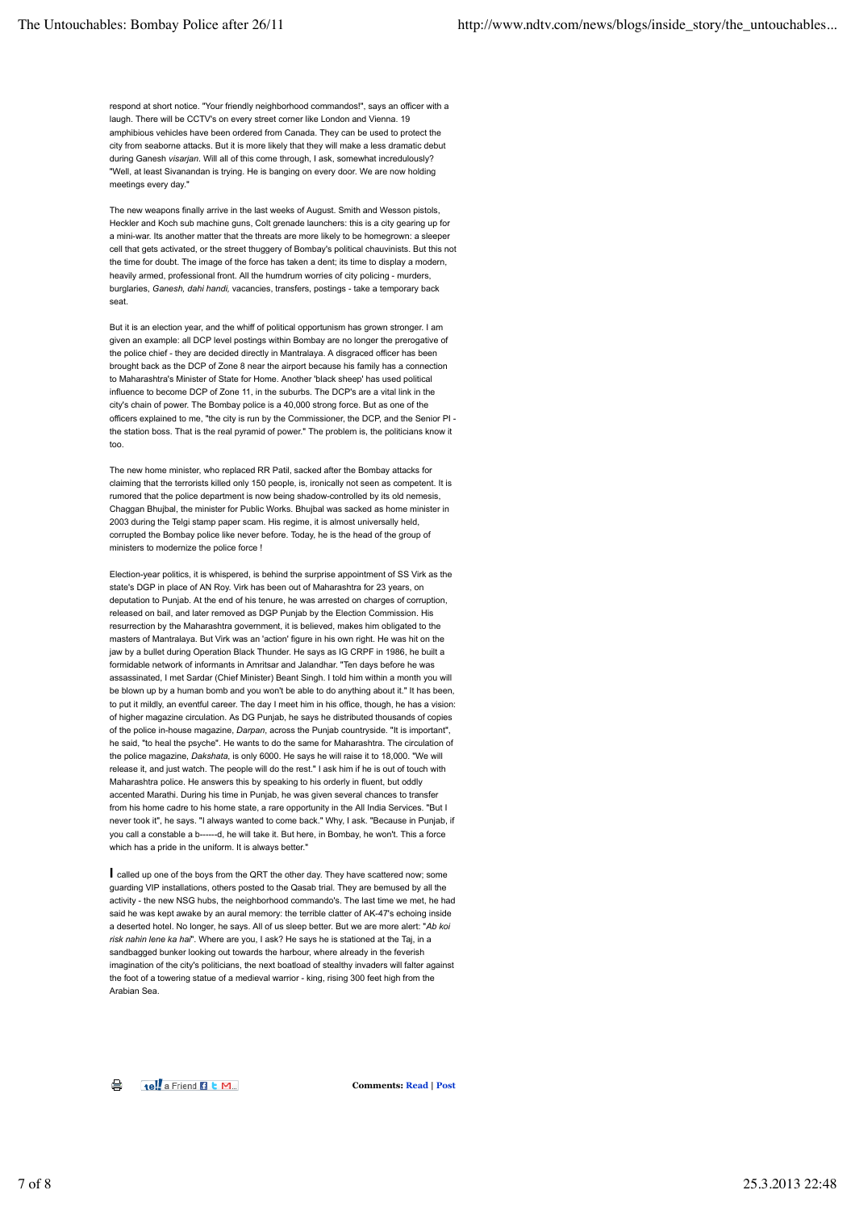respond at short notice. "Your friendly neighborhood commandos!", says an officer with a laugh. There will be CCTV's on every street corner like London and Vienna. 19 amphibious vehicles have been ordered from Canada. They can be used to protect the city from seaborne attacks. But it is more likely that they will make a less dramatic debut during Ganesh *visarjan*. Will all of this come through, I ask, somewhat incredulously? "Well, at least Sivanandan is trying. He is banging on every door. We are now holding meetings every day."

The new weapons finally arrive in the last weeks of August. Smith and Wesson pistols, Heckler and Koch sub machine guns, Colt grenade launchers: this is a city gearing up for a mini-war. Its another matter that the threats are more likely to be homegrown: a sleeper cell that gets activated, or the street thuggery of Bombay's political chauvinists. But this not the time for doubt. The image of the force has taken a dent; its time to display a modern, heavily armed, professional front. All the humdrum worries of city policing - murders, burglaries, *Ganesh, dahi handi,* vacancies, transfers, postings - take a temporary back seat.

But it is an election year, and the whiff of political opportunism has grown stronger. I am given an example: all DCP level postings within Bombay are no longer the prerogative of the police chief - they are decided directly in Mantralaya. A disgraced officer has been brought back as the DCP of Zone 8 near the airport because his family has a connection to Maharashtra's Minister of State for Home. Another 'black sheep' has used political influence to become DCP of Zone 11, in the suburbs. The DCP's are a vital link in the city's chain of power. The Bombay police is a 40,000 strong force. But as one of the officers explained to me, "the city is run by the Commissioner, the DCP, and the Senior PI - the station boss. That is the real pyramid of power." The problem is, the politicians know it too.

The new home minister, who replaced RR Patil, sacked after the Bombay attacks for claiming that the terrorists killed only 150 people, is, ironically not seen as competent. It is rumored that the police department is now being shadow-controlled by its old nemesis, Chaggan Bhujbal, the minister for Public Works. Bhujbal was sacked as home minister in 2003 during the Telgi stamp paper scam. His regime, it is almost universally held, corrupted the Bombay police like never before. Today, he is the head of the group of ministers to modernize the police force !

Election-year politics, it is whispered, is behind the surprise appointment of SS Virk as the state's DGP in place of AN Roy. Virk has been out of Maharashtra for 23 years, on deputation to Punjab. At the end of his tenure, he was arrested on charges of corruption, released on bail, and later removed as DGP Punjab by the Election Commission. His resurrection by the Maharashtra government, it is believed, makes him obligated to the masters of Mantralaya. But Virk was an 'action' figure in his own right. He was hit on the jaw by a bullet during Operation Black Thunder. He says as IG CRPF in 1986, he built a formidable network of informants in Amritsar and Jalandhar. "Ten days before he was assassinated, I met Sardar (Chief Minister) Beant Singh. I told him within a month you will be blown up by a human bomb and you won't be able to do anything about it." It has been, to put it mildly, an eventful career. The day I meet him in his office, though, he has a vision: of higher magazine circulation. As DG Punjab, he says he distributed thousands of copies of the police in-house magazine, *Darpan*, across the Punjab countryside. "It is important", he said, "to heal the psyche". He wants to do the same for Maharashtra. The circulation of the police magazine, *Dakshata*, is only 6000. He says he will raise it to 18,000. "We will release it, and just watch. The people will do the rest." I ask him if he is out of touch with Maharashtra police. He answers this by speaking to his orderly in fluent, but oddly accented Marathi. During his time in Punjab, he was given several chances to transfer from his home cadre to his home state, a rare opportunity in the All India Services. "But I never took it", he says. "I always wanted to come back." Why, I ask. "Because in Punjab, if you call a constable a b------d, he will take it. But here, in Bombay, he won't. This a force which has a pride in the uniform. It is always better."

I called up one of the boys from the QRT the other day. They have scattered now; some guarding VIP installations, others posted to the Qasab trial. They are bemused by all the activity - the new NSG hubs, the neighborhood commando's. The last time we met, he had said he was kept awake by an aural memory: the terrible clatter of AK-47's echoing inside a deserted hotel. No longer, he says. All of us sleep better. But we are more alert: "*Ab koi risk nahin lene ka hai*". Where are you, I ask? He says he is stationed at the Taj, in a sandbagged bunker looking out towards the harbour, where already in the feverish imagination of the city's politicians, the next boatload of stealthy invaders will falter against the foot of a towering statue of a medieval warrior - king, rising 300 feet high from the Arabian Sea.

tell a Friend

**Comments: Read | Post**